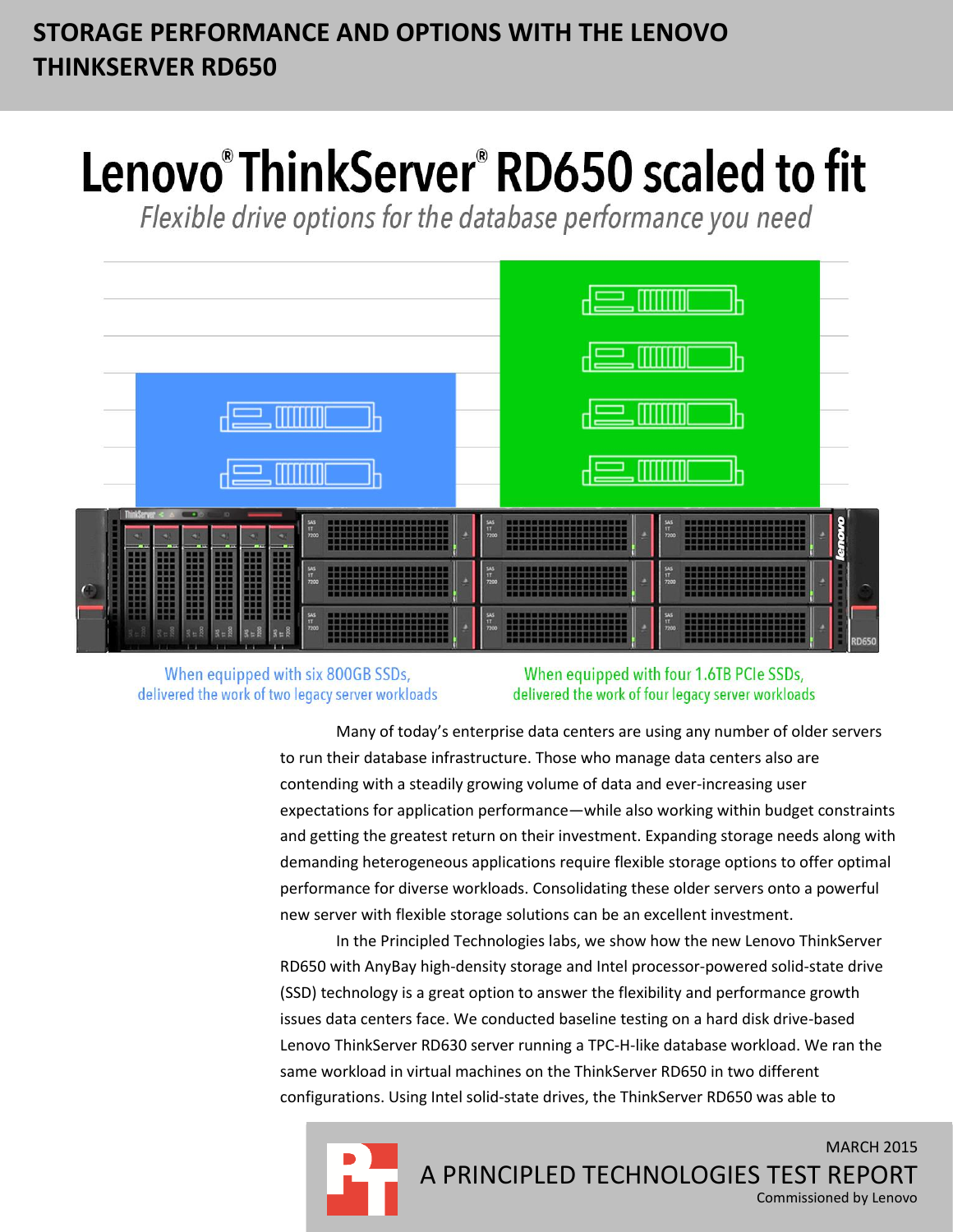# STORAGE PERFORMANCE AND OPTIONS WITH THE LENOVO THINKSERVER RD650

# Lenovo® ThinkServer® RD650 scaled to fit

*Flexible drive options for the database performance you need*

When equipped with six 800GB SSDs, delivered the work of two legacy server workloads

When equipped with four 1.6TB PCIe SSDs, delivered the work of four legacy server workloads

Many of today's enterprise data centers are using any number of older servers to run their database infrastructure. Those who manage data centers also are contending with a steadily growing volume of data and ever-increasing user expectations for application performance—while also working within budget constraints and getting the greatest return on their investment. Expanding storage needs along with demanding heterogeneous applications require flexible storage options to offer optimal performance for diverse workloads. Consolidating these older servers onto a powerful new server with flexible storage solutions can be an excellent investment.

In the Principled Technologies labs, we show how the new Lenovo ThinkServer RD650 with AnyBay high-density storage and Intel processor-powered solid-state drive (SSD) technology is a great option to answer the flexibility and performance growth issues data centers face. We conducted baseline testing on a hard disk drive-based Lenovo ThinkServer RD630 server running a TPC-H-like database workload. We ran the same workload in virtual machines on the ThinkServer RD650 in two different configurations. Using Intel solid-state drives, the ThinkServer RD650 was able to

MARCH 2015

A PRINCIPLED TECHNOLOGIES TEST REPORT

Commissioned by Lenovo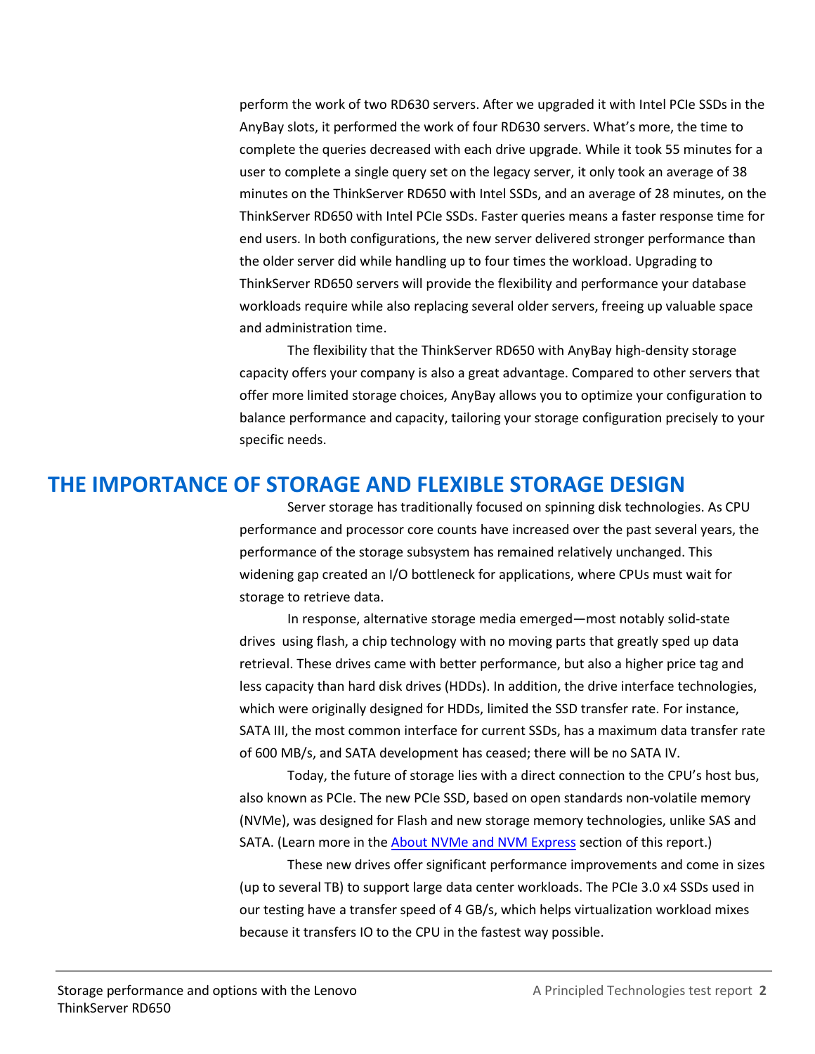perform the work of two RD630 servers. After we upgraded it with Intel PCIe SSDs in the AnyBay slots, it performed the work of four RD630 servers. What's more, the time to complete the queries decreased with each drive upgrade. While it took 55 minutes for a user to complete a single query set on the legacy server, it only took an average of 38 minutes on the ThinkServer RD650 with Intel SSDs, and an average of 28 minutes, on the ThinkServer RD650 with Intel PCIe SSDs. Faster queries means a faster response time for end users. In both configurations, the new server delivered stronger performance than the older server did while handling up to four times the workload. Upgrading to ThinkServer RD650 servers will provide the flexibility and performance your database workloads require while also replacing several older servers, freeing up valuable space and administration time.

The flexibility that the ThinkServer RD650 with AnyBay high-density storage capacity offers your company is also a great advantage. Compared to other servers that offer more limited storage choices, AnyBay allows you to optimize your configuration to balance performance and capacity, tailoring your storage configuration precisely to your specific needs.

## THE IMPORTANCE OF STORAGE AND FLEXIBLE STORAGE DESIGN

Server storage has traditionally focused on spinning disk technologies. As CPU performance and processor core counts have increased over the past several years, the performance of the storage subsystem has remained relatively unchanged. This widening gap created an I/O bottleneck for applications, where CPUs must wait for storage to retrieve data.

In response, alternative storage media emerged—most notably solid-state drives using flash, a chip technology with no moving parts that greatly sped up data retrieval. These drives came with better performance, but also a higher price tag and less capacity than hard disk drives (HDDs). In addition, the drive interface technologies, which were originally designed for HDDs, limited the SSD transfer rate. For instance, SATA III, the most common interface for current SSDs, has a maximum data transfer rate of 600 MB/s, and SATA development has ceased; there will be no SATA IV.

Today, the future of storage lies with a direct connection to the CPU's host bus, also known as PCIe. The new PCIe SSD, based on open standards non-volatile memory (NVMe), was designed for Flash and new storage memory technologies, unlike SAS and SATA. (Learn more in the About NVMe and NVM Express section of this report.)

These new drives offer significant performance improvements and come in sizes (up to several TB) to support large data center workloads. The PCIe 3.0 x4 SSDs used in our testing have a transfer speed of 4 GB/s, which helps virtualization workload mixes because it transfers IO to the CPU in the fastest way possible.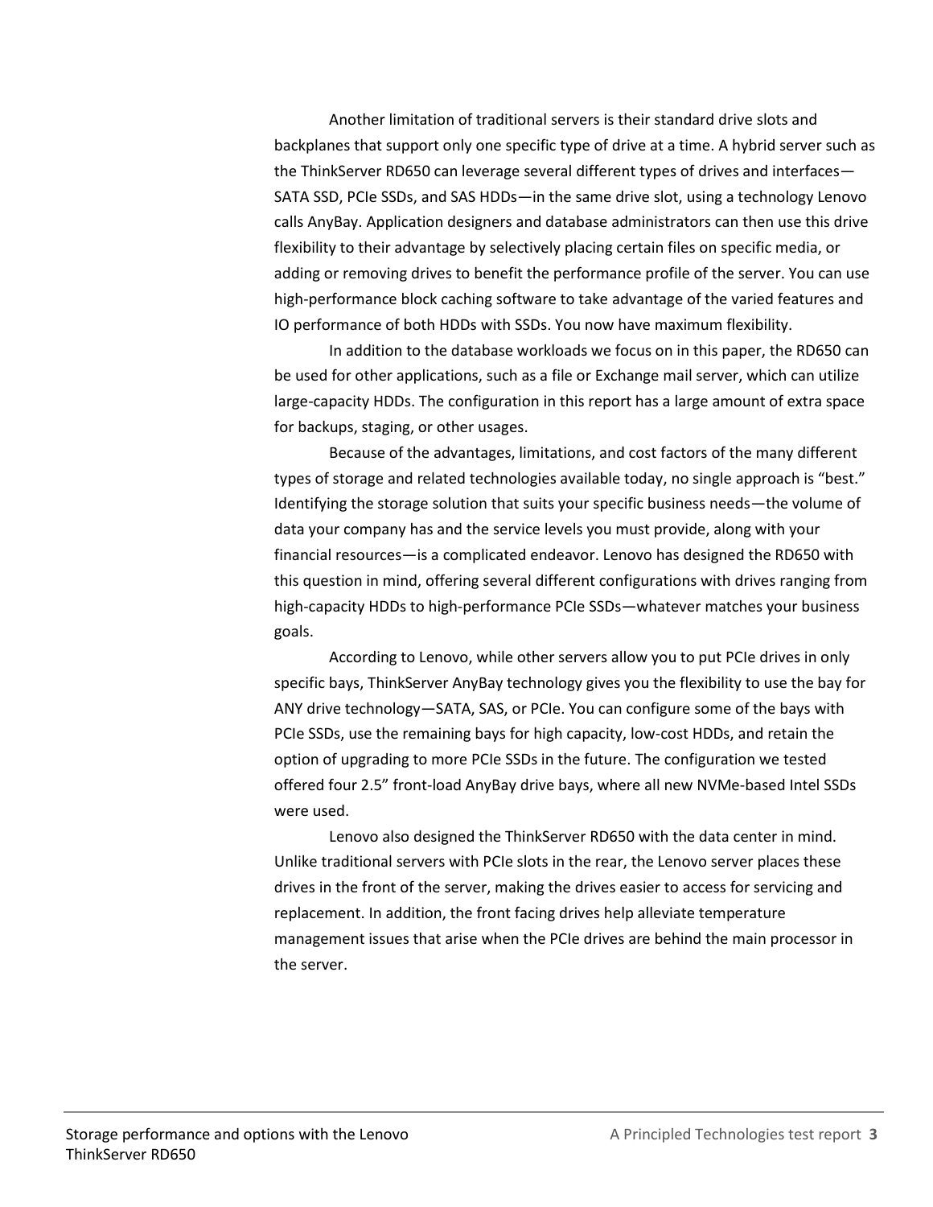Another limitation of traditional servers is their standard drive slots and backplanes that support only one specific type of drive at a time. A hybrid server such as the ThinkServer RD650 can leverage several different types of drives and interfaces—SATA SSD, PCIe SSDs, and SAS HDDs—in the same drive slot, using a technology Lenovo calls AnyBay. Application designers and database administrators can then use this drive flexibility to their advantage by selectively placing certain files on specific media, or adding or removing drives to benefit the performance profile of the server. You can use high-performance block caching software to take advantage of the varied features and IO performance of both HDDs with SSDs. You now have maximum flexibility.

In addition to the database workloads we focus on in this paper, the RD650 can be used for other applications, such as a file or Exchange mail server, which can utilize large-capacity HDDs. The configuration in this report has a large amount of extra space for backups, staging, or other usages.

Because of the advantages, limitations, and cost factors of the many different types of storage and related technologies available today, no single approach is "best." Identifying the storage solution that suits your specific business needs—the volume of data your company has and the service levels you must provide, along with your financial resources—is a complicated endeavor. Lenovo has designed the RD650 with this question in mind, offering several different configurations with drives ranging from high-capacity HDDs to high-performance PCIe SSDs—whatever matches your business goals.

According to Lenovo, while other servers allow you to put PCIe drives in only specific bays, ThinkServer AnyBay technology gives you the flexibility to use the bay for ANY drive technology—SATA, SAS, or PCIe. You can configure some of the bays with PCIe SSDs, use the remaining bays for high capacity, low-cost HDDs, and retain the option of upgrading to more PCIe SSDs in the future. The configuration we tested offered four 2.5" front-load AnyBay drive bays, where all new NVMe-based Intel SSDs were used.

Lenovo also designed the ThinkServer RD650 with the data center in mind. Unlike traditional servers with PCIe slots in the rear, the Lenovo server places these drives in the front of the server, making the drives easier to access for servicing and replacement. In addition, the front facing drives help alleviate temperature management issues that arise when the PCIe drives are behind the main processor in the server.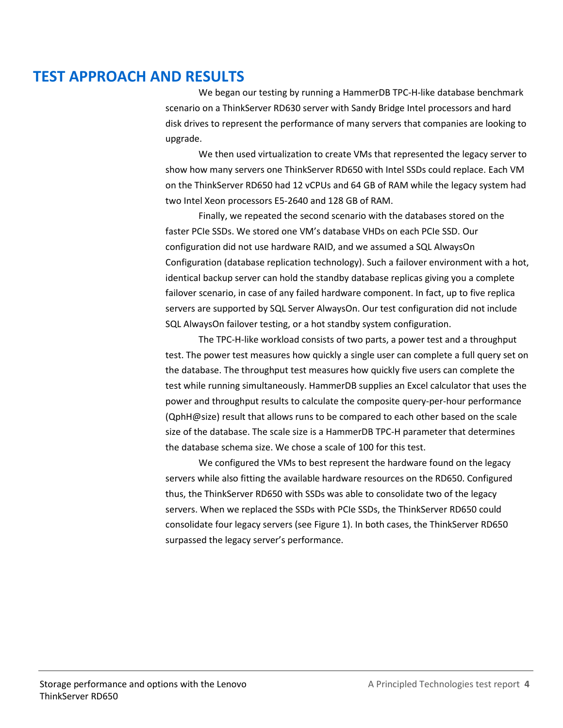## TEST APPROACH AND RESULTS

We began our testing by running a HammerDB TPC-H-like database benchmark scenario on a ThinkServer RD630 server with Sandy Bridge Intel processors and hard disk drives to represent the performance of many servers that companies are looking to upgrade.

We then used virtualization to create VMs that represented the legacy server to show how many servers one ThinkServer RD650 with Intel SSDs could replace. Each VM on the ThinkServer RD650 had 12 vCPUs and 64 GB of RAM while the legacy system had two Intel Xeon processors E5-2640 and 128 GB of RAM.

Finally, we repeated the second scenario with the databases stored on the faster PCIe SSDs. We stored one VM's database VHDs on each PCIe SSD. Our configuration did not use hardware RAID, and we assumed a SQL AlwaysOn Configuration (database replication technology). Such a failover environment with a hot, identical backup server can hold the standby database replicas giving you a complete failover scenario, in case of any failed hardware component. In fact, up to five replica servers are supported by SQL Server AlwaysOn. Our test configuration did not include SQL AlwaysOn failover testing, or a hot standby system configuration.

The TPC-H-like workload consists of two parts, a power test and a throughput test. The power test measures how quickly a single user can complete a full query set on the database. The throughput test measures how quickly five users can complete the test while running simultaneously. HammerDB supplies an Excel calculator that uses the power and throughput results to calculate the composite query-per-hour performance (QphH@size) result that allows runs to be compared to each other based on the scale size of the database. The scale size is a HammerDB TPC-H parameter that determines the database schema size. We chose a scale of 100 for this test.

We configured the VMs to best represent the hardware found on the legacy servers while also fitting the available hardware resources on the RD650. Configured thus, the ThinkServer RD650 with SSDs was able to consolidate two of the legacy servers. When we replaced the SSDs with PCIe SSDs, the ThinkServer RD650 could consolidate four legacy servers (see Figure 1). In both cases, the ThinkServer RD650 surpassed the legacy server's performance.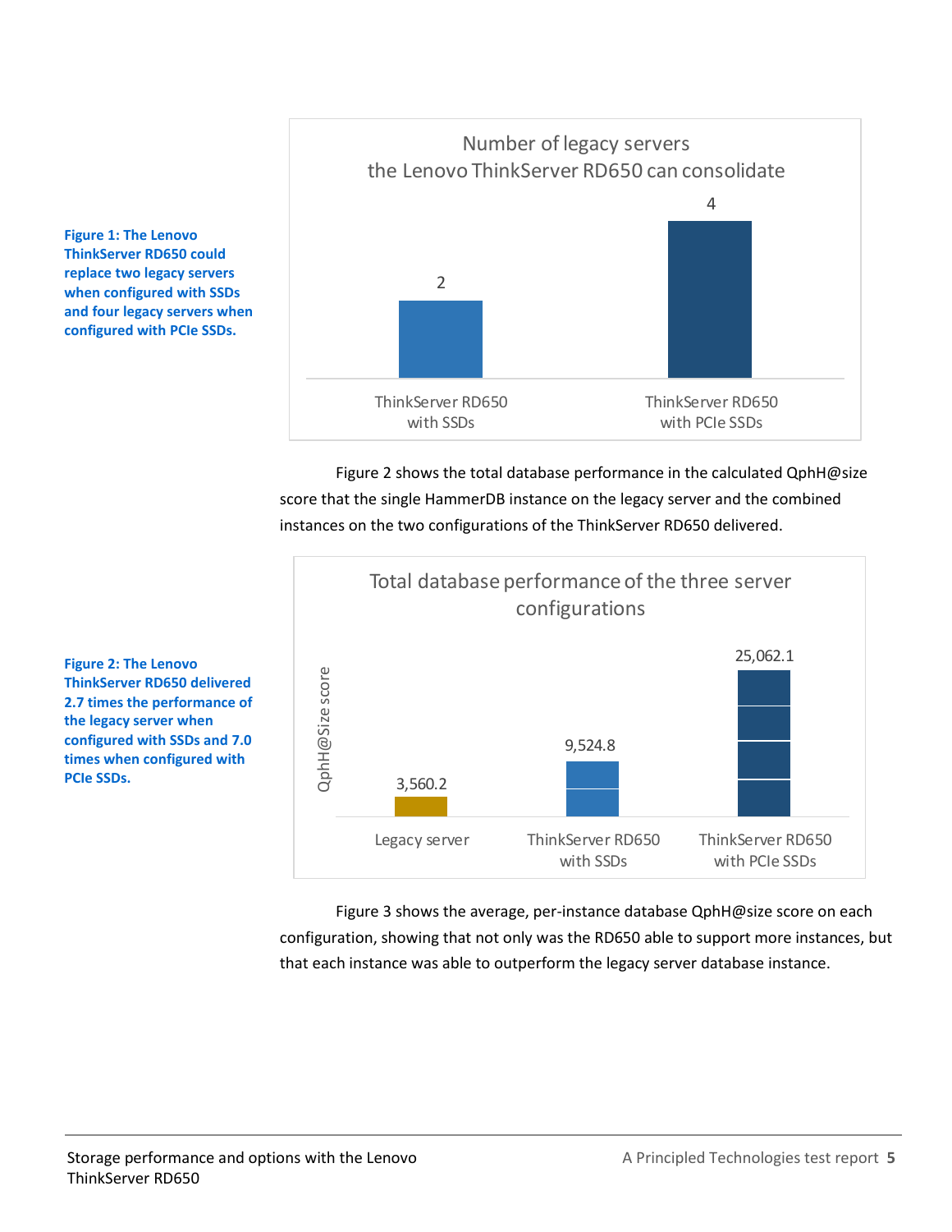**Figure 1: The Lenovo ThinkServer RD650 could replace two legacy servers when configured with SSDs and four legacy servers when configured with PCIe SSDs.**

Number of legacy servers the Lenovo ThinkServer RD650 can consolidate

| Configuration | Number of legacy servers |
| --- | --- |
| ThinkServer RD650 with SSDs | 2 |
| ThinkServer RD650 with PCIe SSDs | 4 |

Figure 2 shows the total database performance in the calculated QphH@size score that the single HammerDB instance on the legacy server and the combined instances on the two configurations of the ThinkServer RD650 delivered.

**Figure 2: The Lenovo ThinkServer RD650 delivered 2.7 times the performance of the legacy server when configured with SSDs and 7.0 times when configured with PCIe SSDs.**

Total database performance of the three server configurations

| Configuration | QphH@Size score |
| --- | --- |
| Legacy server | 3,560.2 |
| ThinkServer RD650 with SSDs | 9,524.8 |
| ThinkServer RD650 with PCIe SSDs | 25,062.1 |

Figure 3 shows the average, per-instance database QphH@size score on each configuration, showing that not only was the RD650 able to support more instances, but that each instance was able to outperform the legacy server database instance.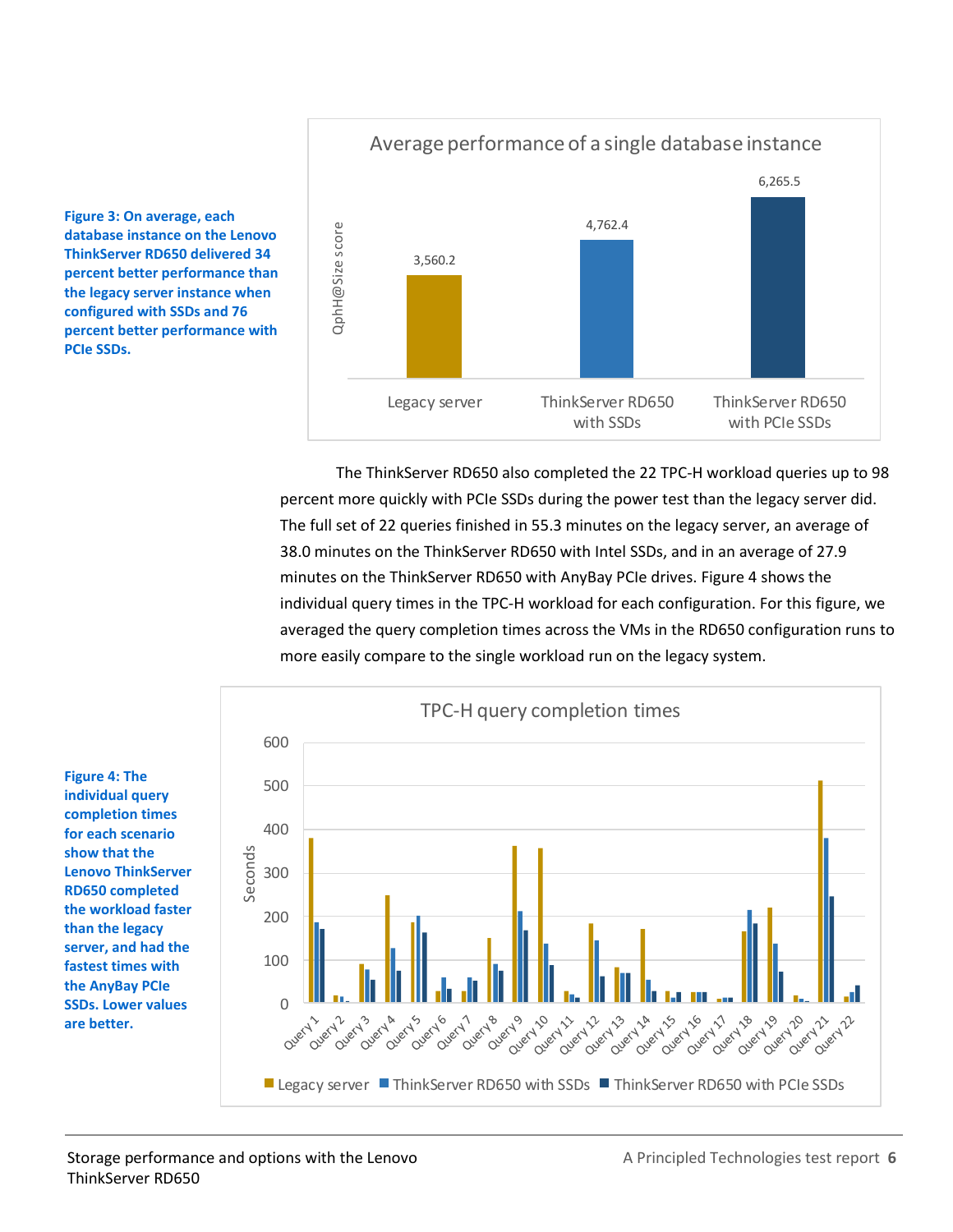**Figure 3: On average, each database instance on the Lenovo ThinkServer RD650 delivered 34 percent better performance than the legacy server instance when configured with SSDs and 76 percent better performance with PCIe SSDs.**

Average performance of a single database instance

| | QphH@Size score |
|---|---|
| Legacy server | 3,560.2 |
| ThinkServer RD650 with SSDs | 4,762.4 |
| ThinkServer RD650 with PCIe SSDs | 6,265.5 |

The ThinkServer RD650 also completed the 22 TPC-H workload queries up to 98 percent more quickly with PCIe SSDs during the power test than the legacy server did. The full set of 22 queries finished in 55.3 minutes on the legacy server, an average of 38.0 minutes on the ThinkServer RD650 with Intel SSDs, and in an average of 27.9 minutes on the ThinkServer RD650 with AnyBay PCIe drives. Figure 4 shows the individual query times in the TPC-H workload for each configuration. For this figure, we averaged the query completion times across the VMs in the RD650 configuration runs to more easily compare to the single workload run on the legacy system.

**Figure 4: The individual query completion times for each scenario show that the Lenovo ThinkServer RD650 completed the workload faster than the legacy server, and had the fastest times with the AnyBay PCIe SSDs. Lower values are better.**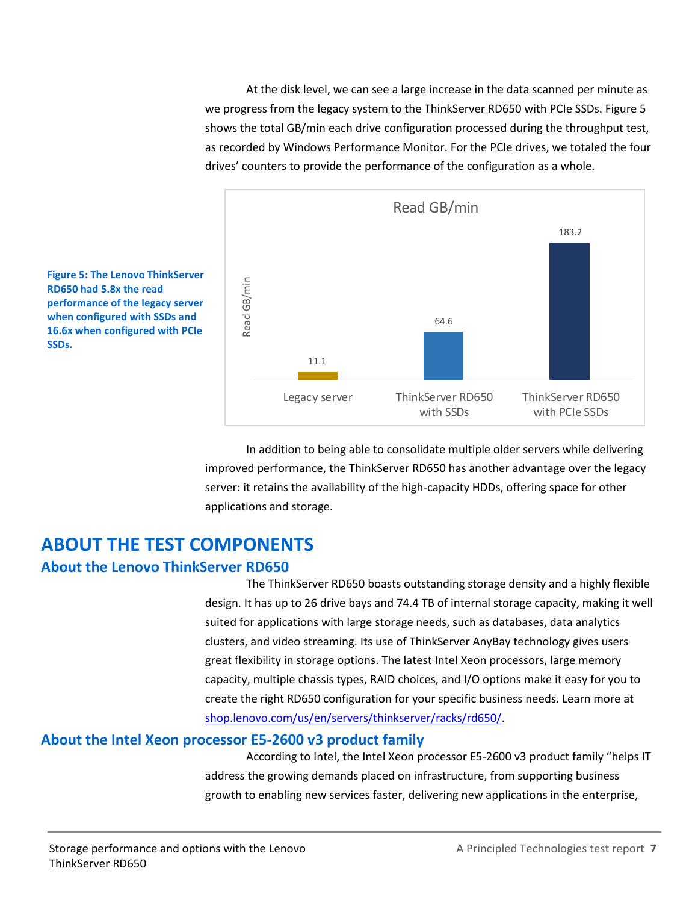At the disk level, we can see a large increase in the data scanned per minute as we progress from the legacy system to the ThinkServer RD650 with PCIe SSDs. Figure 5 shows the total GB/min each drive configuration processed during the throughput test, as recorded by Windows Performance Monitor. For the PCIe drives, we totaled the four drives' counters to provide the performance of the configuration as a whole.

**Figure 5: The Lenovo ThinkServer RD650 had 5.8x the read performance of the legacy server when configured with SSDs and 16.6x when configured with PCIe SSDs.**

Read GB/min

| Configuration | Read GB/min |
| --- | --- |
| Legacy server | 11.1 |
| ThinkServer RD650 with SSDs | 64.6 |
| ThinkServer RD650 with PCIe SSDs | 183.2 |

In addition to being able to consolidate multiple older servers while delivering improved performance, the ThinkServer RD650 has another advantage over the legacy server: it retains the availability of the high-capacity HDDs, offering space for other applications and storage.

# ABOUT THE TEST COMPONENTS

## About the Lenovo ThinkServer RD650

The ThinkServer RD650 boasts outstanding storage density and a highly flexible design. It has up to 26 drive bays and 74.4 TB of internal storage capacity, making it well suited for applications with large storage needs, such as databases, data analytics clusters, and video streaming. Its use of ThinkServer AnyBay technology gives users great flexibility in storage options. The latest Intel Xeon processors, large memory capacity, multiple chassis types, RAID choices, and I/O options make it easy for you to create the right RD650 configuration for your specific business needs. Learn more at shop.lenovo.com/us/en/servers/thinkserver/racks/rd650/.

## About the Intel Xeon processor E5-2600 v3 product family

According to Intel, the Intel Xeon processor E5-2600 v3 product family "helps IT address the growing demands placed on infrastructure, from supporting business growth to enabling new services faster, delivering new applications in the enterprise,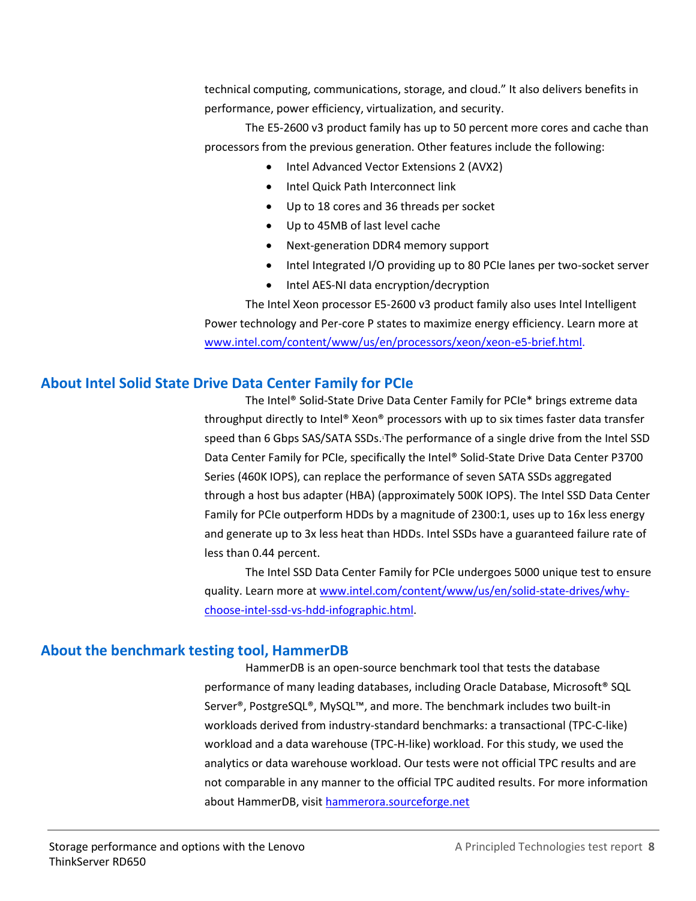technical computing, communications, storage, and cloud." It also delivers benefits in performance, power efficiency, virtualization, and security.

The E5-2600 v3 product family has up to 50 percent more cores and cache than processors from the previous generation. Other features include the following:

- Intel Advanced Vector Extensions 2 (AVX2)
- Intel Quick Path Interconnect link
- Up to 18 cores and 36 threads per socket
- Up to 45MB of last level cache
- Next-generation DDR4 memory support
- Intel Integrated I/O providing up to 80 PCIe lanes per two-socket server
- Intel AES-NI data encryption/decryption

The Intel Xeon processor E5-2600 v3 product family also uses Intel Intelligent Power technology and Per-core P states to maximize energy efficiency. Learn more at [www.intel.com/content/www/us/en/processors/xeon/xeon-e5-brief.html](www.intel.com/content/www/us/en/processors/xeon/xeon-e5-brief.html).

## About Intel Solid State Drive Data Center Family for PCIe

The Intel® Solid-State Drive Data Center Family for PCIe* brings extreme data throughput directly to Intel® Xeon® processors with up to six times faster data transfer speed than 6 Gbps SAS/SATA SSDs.[1] The performance of a single drive from the Intel SSD Data Center Family for PCIe, specifically the Intel® Solid-State Drive Data Center P3700 Series (460K IOPS), can replace the performance of seven SATA SSDs aggregated through a host bus adapter (HBA) (approximately 500K IOPS). The Intel SSD Data Center Family for PCIe outperform HDDs by a magnitude of 2300:1, uses up to 16x less energy and generate up to 3x less heat than HDDs. Intel SSDs have a guaranteed failure rate of less than 0.44 percent.

The Intel SSD Data Center Family for PCIe undergoes 5000 unique test to ensure quality. Learn more at [www.intel.com/content/www/us/en/solid-state-drives/why-choose-intel-ssd-vs-hdd-infographic.html](www.intel.com/content/www/us/en/solid-state-drives/why-choose-intel-ssd-vs-hdd-infographic.html).

## About the benchmark testing tool, HammerDB

HammerDB is an open-source benchmark tool that tests the database performance of many leading databases, including Oracle Database, Microsoft® SQL Server®, PostgreSQL®, MySQL™, and more. The benchmark includes two built-in workloads derived from industry-standard benchmarks: a transactional (TPC-C-like) workload and a data warehouse (TPC-H-like) workload. For this study, we used the analytics or data warehouse workload. Our tests were not official TPC results and are not comparable in any manner to the official TPC audited results. For more information about HammerDB, visit [hammerora.sourceforge.net](hammerora.sourceforge.net)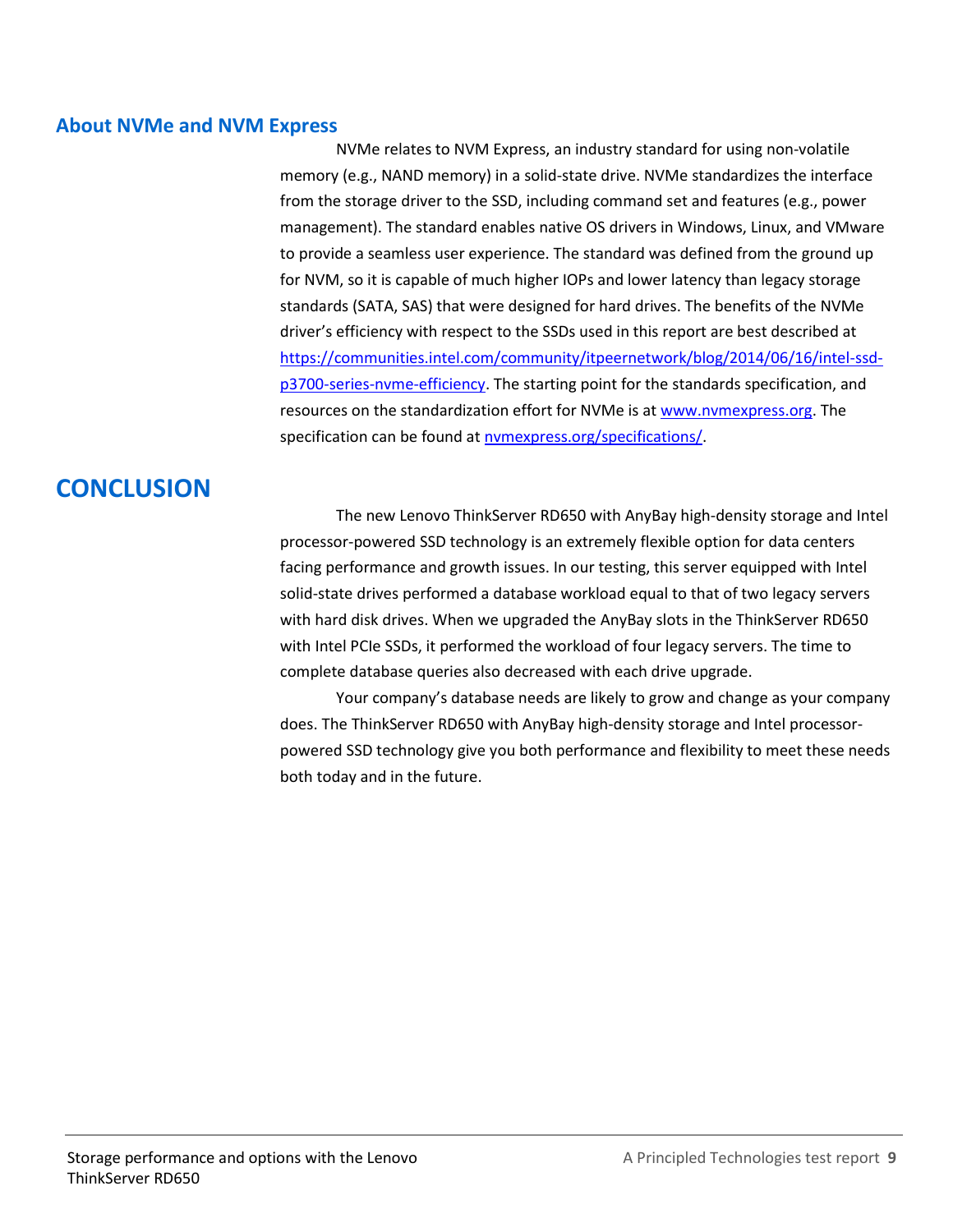### About NVMe and NVM Express

NVMe relates to NVM Express, an industry standard for using non-volatile memory (e.g., NAND memory) in a solid-state drive. NVMe standardizes the interface from the storage driver to the SSD, including command set and features (e.g., power management). The standard enables native OS drivers in Windows, Linux, and VMware to provide a seamless user experience. The standard was defined from the ground up for NVM, so it is capable of much higher IOPs and lower latency than legacy storage standards (SATA, SAS) that were designed for hard drives. The benefits of the NVMe driver's efficiency with respect to the SSDs used in this report are best described at [https://communities.intel.com/community/itpeernetwork/blog/2014/06/16/intel-ssd-p3700-series-nvme-efficiency](https://communities.intel.com/community/itpeernetwork/blog/2014/06/16/intel-ssd-p3700-series-nvme-efficiency). The starting point for the standards specification, and resources on the standardization effort for NVMe is at [www.nvmexpress.org](http://www.nvmexpress.org). The specification can be found at [nvmexpress.org/specifications/](http://nvmexpress.org/specifications/).

## CONCLUSION

The new Lenovo ThinkServer RD650 with AnyBay high-density storage and Intel processor-powered SSD technology is an extremely flexible option for data centers facing performance and growth issues. In our testing, this server equipped with Intel solid-state drives performed a database workload equal to that of two legacy servers with hard disk drives. When we upgraded the AnyBay slots in the ThinkServer RD650 with Intel PCIe SSDs, it performed the workload of four legacy servers. The time to complete database queries also decreased with each drive upgrade.

Your company's database needs are likely to grow and change as your company does. The ThinkServer RD650 with AnyBay high-density storage and Intel processor-powered SSD technology give you both performance and flexibility to meet these needs both today and in the future.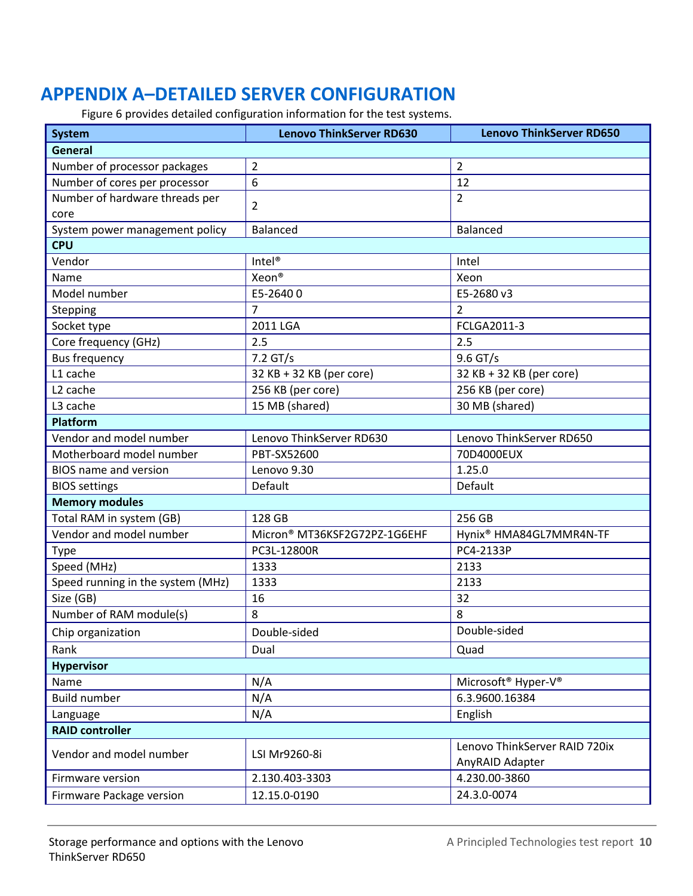# APPENDIX A–DETAILED SERVER CONFIGURATION

Figure 6 provides detailed configuration information for the test systems.

| System | Lenovo ThinkServer RD630 | Lenovo ThinkServer RD650 |
|---|---|---|
| **General** | | |
| Number of processor packages | 2 | 2 |
| Number of cores per processor | 6 | 12 |
| Number of hardware threads per core | 2 | 2 |
| System power management policy | Balanced | Balanced |
| **CPU** | | |
| Vendor | Intel® | Intel |
| Name | Xeon® | Xeon |
| Model number | E5-2640 0 | E5-2680 v3 |
| Stepping | 7 | 2 |
| Socket type | 2011 LGA | FCLGA2011-3 |
| Core frequency (GHz) | 2.5 | 2.5 |
| Bus frequency | 7.2 GT/s | 9.6 GT/s |
| L1 cache | 32 KB + 32 KB (per core) | 32 KB + 32 KB (per core) |
| L2 cache | 256 KB (per core) | 256 KB (per core) |
| L3 cache | 15 MB (shared) | 30 MB (shared) |
| **Platform** | | |
| Vendor and model number | Lenovo ThinkServer RD630 | Lenovo ThinkServer RD650 |
| Motherboard model number | PBT-SX52600 | 70D4000EUX |
| BIOS name and version | Lenovo 9.30 | 1.25.0 |
| BIOS settings | Default | Default |
| **Memory modules** | | |
| Total RAM in system (GB) | 128 GB | 256 GB |
| Vendor and model number | Micron® MT36KSF2G72PZ-1G6EHF | Hynix® HMA84GL7MMR4N-TF |
| Type | PC3L-12800R | PC4-2133P |
| Speed (MHz) | 1333 | 2133 |
| Speed running in the system (MHz) | 1333 | 2133 |
| Size (GB) | 16 | 32 |
| Number of RAM module(s) | 8 | 8 |
| Chip organization | Double-sided | Double-sided |
| Rank | Dual | Quad |
| **Hypervisor** | | |
| Name | N/A | Microsoft® Hyper-V® |
| Build number | N/A | 6.3.9600.16384 |
| Language | N/A | English |
| **RAID controller** | | |
| Vendor and model number | LSI Mr9260-8i | Lenovo ThinkServer RAID 720ix AnyRAID Adapter |
| Firmware version | 2.130.403-3303 | 4.230.00-3860 |
| Firmware Package version | 12.15.0-0190 | 24.3.0-0074 |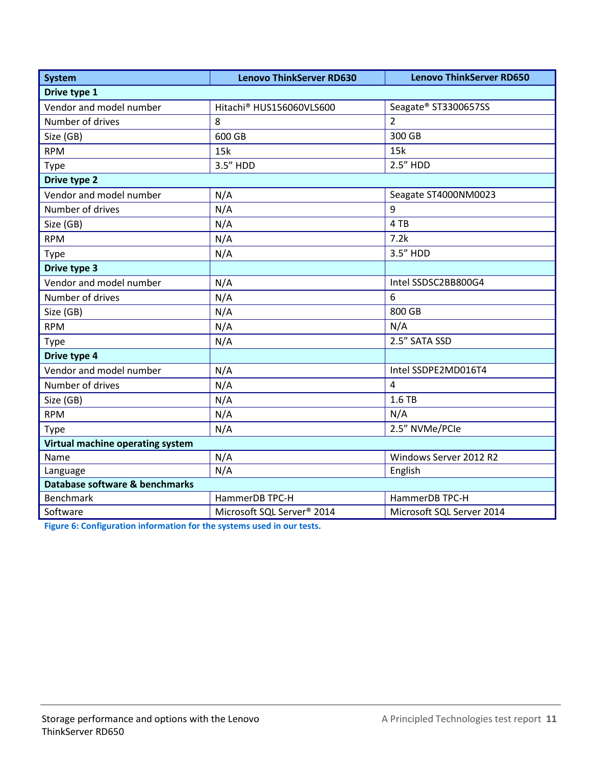| System | Lenovo ThinkServer RD630 | Lenovo ThinkServer RD650 |
|---|---|---|
| **Drive type 1** | | |
| Vendor and model number | Hitachi® HUS156060VLS600 | Seagate® ST3300657SS |
| Number of drives | 8 | 2 |
| Size (GB) | 600 GB | 300 GB |
| RPM | 15k | 15k |
| Type | 3.5” HDD | 2.5” HDD |
| **Drive type 2** | | |
| Vendor and model number | N/A | Seagate ST4000NM0023 |
| Number of drives | N/A | 9 |
| Size (GB) | N/A | 4 TB |
| RPM | N/A | 7.2k |
| Type | N/A | 3.5” HDD |
| **Drive type 3** | | |
| Vendor and model number | N/A | Intel SSDSC2BB800G4 |
| Number of drives | N/A | 6 |
| Size (GB) | N/A | 800 GB |
| RPM | N/A | N/A |
| Type | N/A | 2.5” SATA SSD |
| **Drive type 4** | | |
| Vendor and model number | N/A | Intel SSDPE2MD016T4 |
| Number of drives | N/A | 4 |
| Size (GB) | N/A | 1.6 TB |
| RPM | N/A | N/A |
| Type | N/A | 2.5” NVMe/PCIe |
| **Virtual machine operating system** | | |
| Name | N/A | Windows Server 2012 R2 |
| Language | N/A | English |
| **Database software & benchmarks** | | |
| Benchmark | HammerDB TPC-H | HammerDB TPC-H |
| Software | Microsoft SQL Server® 2014 | Microsoft SQL Server 2014 |

**Figure 6: Configuration information for the systems used in our tests.**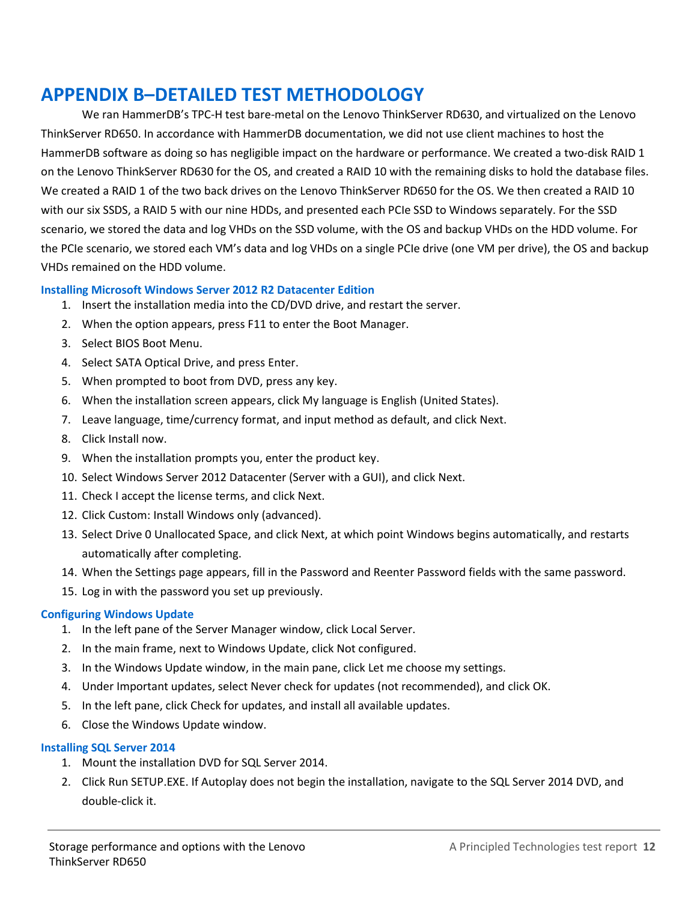# APPENDIX B–DETAILED TEST METHODOLOGY

We ran HammerDB's TPC-H test bare-metal on the Lenovo ThinkServer RD630, and virtualized on the Lenovo ThinkServer RD650. In accordance with HammerDB documentation, we did not use client machines to host the HammerDB software as doing so has negligible impact on the hardware or performance. We created a two-disk RAID 1 on the Lenovo ThinkServer RD630 for the OS, and created a RAID 10 with the remaining disks to hold the database files. We created a RAID 1 of the two back drives on the Lenovo ThinkServer RD650 for the OS. We then created a RAID 10 with our six SSDS, a RAID 5 with our nine HDDs, and presented each PCIe SSD to Windows separately. For the SSD scenario, we stored the data and log VHDs on the SSD volume, with the OS and backup VHDs on the HDD volume. For the PCIe scenario, we stored each VM's data and log VHDs on a single PCIe drive (one VM per drive), the OS and backup VHDs remained on the HDD volume.

### Installing Microsoft Windows Server 2012 R2 Datacenter Edition

1. Insert the installation media into the CD/DVD drive, and restart the server.
2. When the option appears, press F11 to enter the Boot Manager.
3. Select BIOS Boot Menu.
4. Select SATA Optical Drive, and press Enter.
5. When prompted to boot from DVD, press any key.
6. When the installation screen appears, click My language is English (United States).
7. Leave language, time/currency format, and input method as default, and click Next.
8. Click Install now.
9. When the installation prompts you, enter the product key.
10. Select Windows Server 2012 Datacenter (Server with a GUI), and click Next.
11. Check I accept the license terms, and click Next.
12. Click Custom: Install Windows only (advanced).
13. Select Drive 0 Unallocated Space, and click Next, at which point Windows begins automatically, and restarts automatically after completing.
14. When the Settings page appears, fill in the Password and Reenter Password fields with the same password.
15. Log in with the password you set up previously.

### Configuring Windows Update

1. In the left pane of the Server Manager window, click Local Server.
2. In the main frame, next to Windows Update, click Not configured.
3. In the Windows Update window, in the main pane, click Let me choose my settings.
4. Under Important updates, select Never check for updates (not recommended), and click OK.
5. In the left pane, click Check for updates, and install all available updates.
6. Close the Windows Update window.

### Installing SQL Server 2014

1. Mount the installation DVD for SQL Server 2014.
2. Click Run SETUP.EXE. If Autoplay does not begin the installation, navigate to the SQL Server 2014 DVD, and double-click it.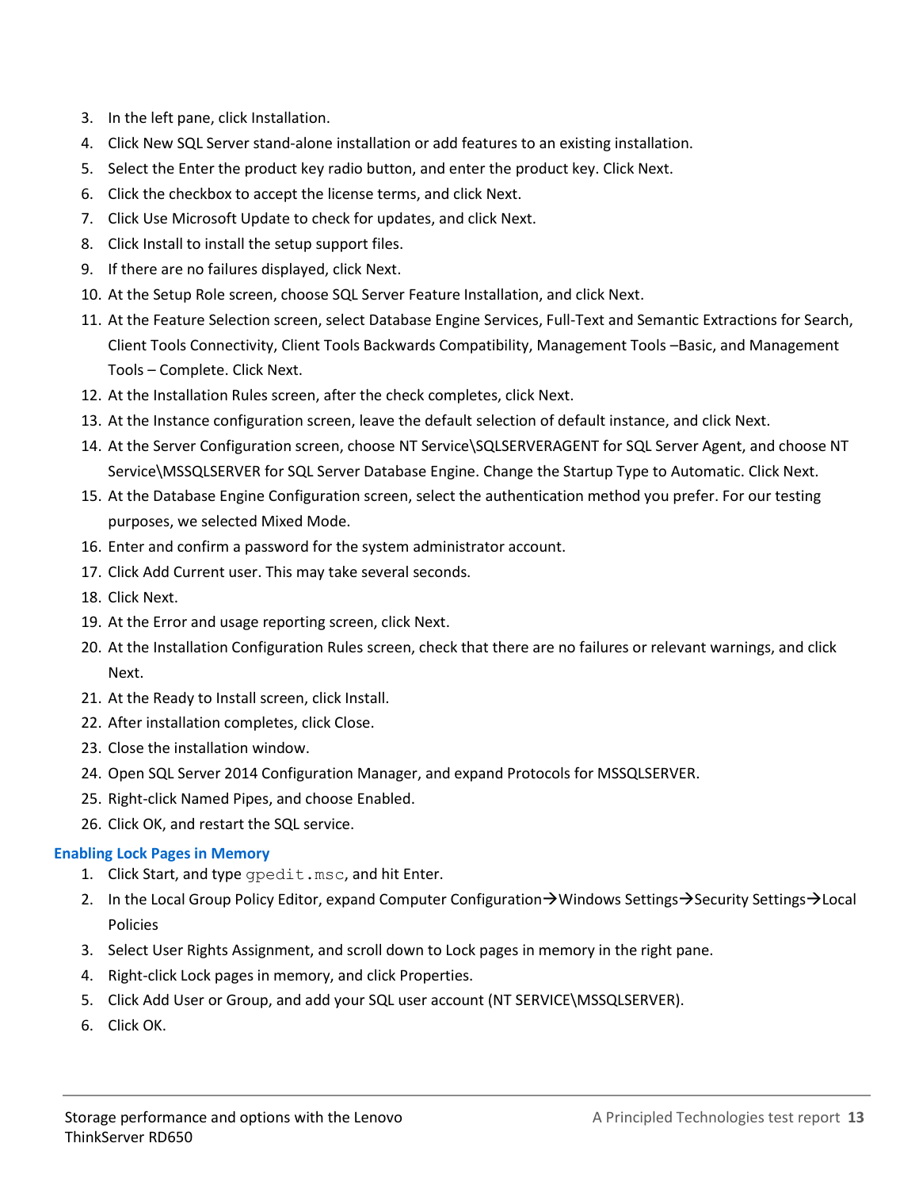3. In the left pane, click Installation.
4. Click New SQL Server stand-alone installation or add features to an existing installation.
5. Select the Enter the product key radio button, and enter the product key. Click Next.
6. Click the checkbox to accept the license terms, and click Next.
7. Click Use Microsoft Update to check for updates, and click Next.
8. Click Install to install the setup support files.
9. If there are no failures displayed, click Next.
10. At the Setup Role screen, choose SQL Server Feature Installation, and click Next.
11. At the Feature Selection screen, select Database Engine Services, Full-Text and Semantic Extractions for Search, Client Tools Connectivity, Client Tools Backwards Compatibility, Management Tools –Basic, and Management Tools – Complete. Click Next.
12. At the Installation Rules screen, after the check completes, click Next.
13. At the Instance configuration screen, leave the default selection of default instance, and click Next.
14. At the Server Configuration screen, choose NT Service\SQLSERVERAGENT for SQL Server Agent, and choose NT Service\MSSQLSERVER for SQL Server Database Engine. Change the Startup Type to Automatic. Click Next.
15. At the Database Engine Configuration screen, select the authentication method you prefer. For our testing purposes, we selected Mixed Mode.
16. Enter and confirm a password for the system administrator account.
17. Click Add Current user. This may take several seconds.
18. Click Next.
19. At the Error and usage reporting screen, click Next.
20. At the Installation Configuration Rules screen, check that there are no failures or relevant warnings, and click Next.
21. At the Ready to Install screen, click Install.
22. After installation completes, click Close.
23. Close the installation window.
24. Open SQL Server 2014 Configuration Manager, and expand Protocols for MSSQLSERVER.
25. Right-click Named Pipes, and choose Enabled.
26. Click OK, and restart the SQL service.

### Enabling Lock Pages in Memory

1. Click Start, and type `gpedit.msc`, and hit Enter.
2. In the Local Group Policy Editor, expand Computer Configuration→Windows Settings→Security Settings→Local Policies
3. Select User Rights Assignment, and scroll down to Lock pages in memory in the right pane.
4. Right-click Lock pages in memory, and click Properties.
5. Click Add User or Group, and add your SQL user account (NT SERVICE\MSSQLSERVER).
6. Click OK.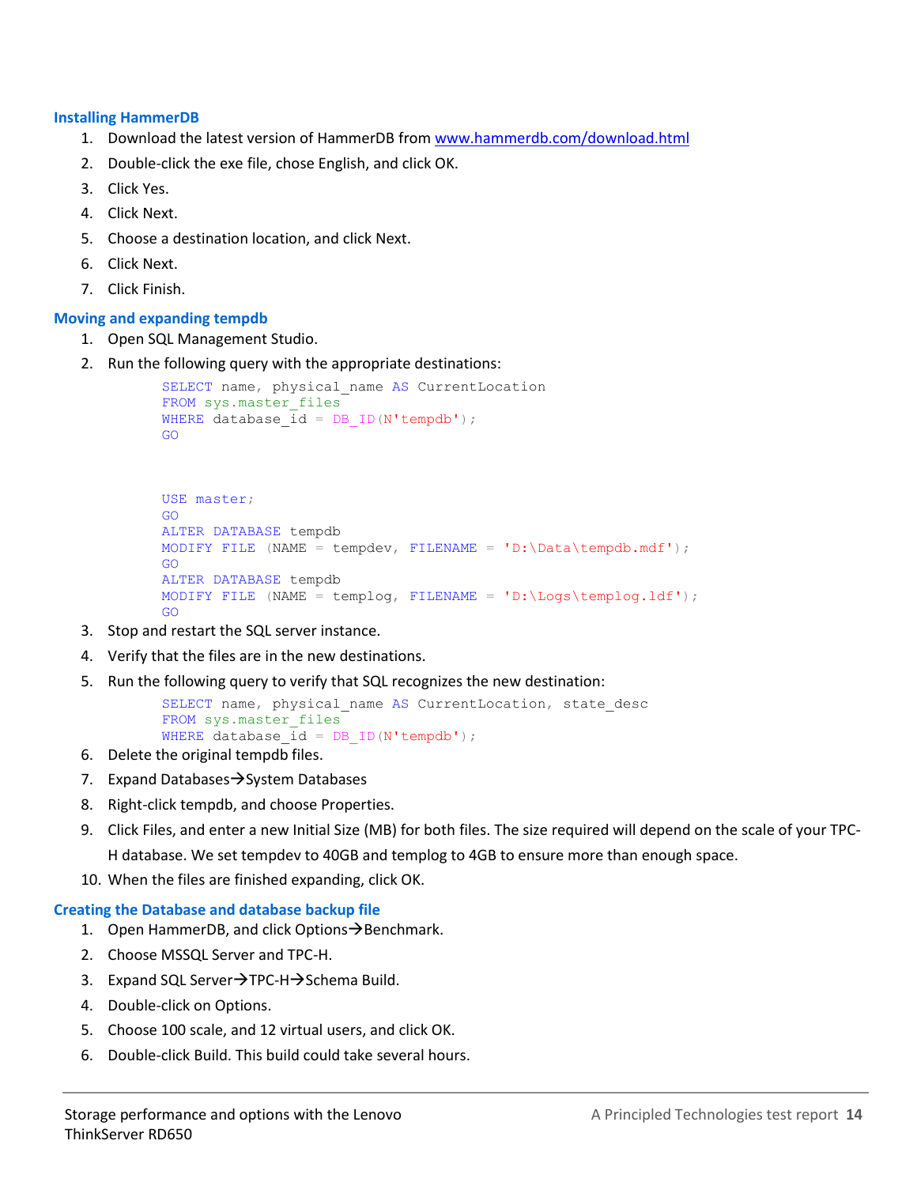### Installing HammerDB

1. Download the latest version of HammerDB from www.hammerdb.com/download.html
2. Double-click the exe file, chose English, and click OK.
3. Click Yes.
4. Click Next.
5. Choose a destination location, and click Next.
6. Click Next.
7. Click Finish.

### Moving and expanding tempdb

1. Open SQL Management Studio.
2. Run the following query with the appropriate destinations:

```
SELECT name, physical_name AS CurrentLocation
FROM sys.master_files
WHERE database_id = DB_ID(N'tempdb');
GO



USE master;
GO
ALTER DATABASE tempdb
MODIFY FILE (NAME = tempdev, FILENAME = 'D:\Data\tempdb.mdf');
GO
ALTER DATABASE tempdb
MODIFY FILE (NAME = templog, FILENAME = 'D:\Logs\templog.ldf');
GO
```

3. Stop and restart the SQL server instance.
4. Verify that the files are in the new destinations.
5. Run the following query to verify that SQL recognizes the new destination:

```
SELECT name, physical_name AS CurrentLocation, state_desc
FROM sys.master_files
WHERE database_id = DB_ID(N'tempdb');
```

6. Delete the original tempdb files.
7. Expand Databases→System Databases
8. Right-click tempdb, and choose Properties.
9. Click Files, and enter a new Initial Size (MB) for both files. The size required will depend on the scale of your TPC-H database. We set tempdev to 40GB and templog to 4GB to ensure more than enough space.
10. When the files are finished expanding, click OK.

### Creating the Database and database backup file

1. Open HammerDB, and click Options→Benchmark.
2. Choose MSSQL Server and TPC-H.
3. Expand SQL Server→TPC-H→Schema Build.
4. Double-click on Options.
5. Choose 100 scale, and 12 virtual users, and click OK.
6. Double-click Build. This build could take several hours.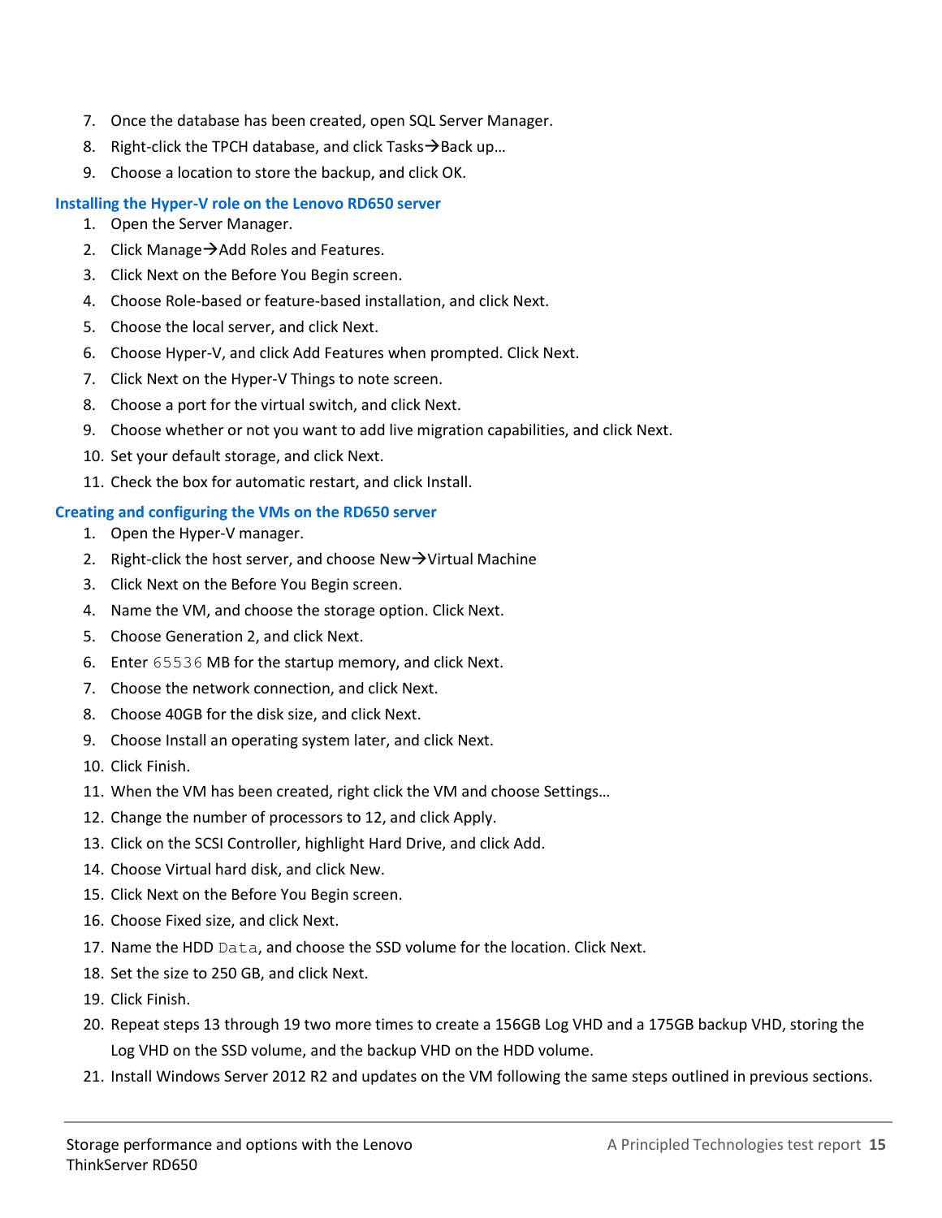7. Once the database has been created, open SQL Server Manager.
8. Right-click the TPCH database, and click Tasks→Back up…
9. Choose a location to store the backup, and click OK.

### Installing the Hyper-V role on the Lenovo RD650 server

1. Open the Server Manager.
2. Click Manage→Add Roles and Features.
3. Click Next on the Before You Begin screen.
4. Choose Role-based or feature-based installation, and click Next.
5. Choose the local server, and click Next.
6. Choose Hyper-V, and click Add Features when prompted. Click Next.
7. Click Next on the Hyper-V Things to note screen.
8. Choose a port for the virtual switch, and click Next.
9. Choose whether or not you want to add live migration capabilities, and click Next.
10. Set your default storage, and click Next.
11. Check the box for automatic restart, and click Install.

### Creating and configuring the VMs on the RD650 server

1. Open the Hyper-V manager.
2. Right-click the host server, and choose New→Virtual Machine
3. Click Next on the Before You Begin screen.
4. Name the VM, and choose the storage option. Click Next.
5. Choose Generation 2, and click Next.
6. Enter `65536` MB for the startup memory, and click Next.
7. Choose the network connection, and click Next.
8. Choose 40GB for the disk size, and click Next.
9. Choose Install an operating system later, and click Next.
10. Click Finish.
11. When the VM has been created, right click the VM and choose Settings…
12. Change the number of processors to 12, and click Apply.
13. Click on the SCSI Controller, highlight Hard Drive, and click Add.
14. Choose Virtual hard disk, and click New.
15. Click Next on the Before You Begin screen.
16. Choose Fixed size, and click Next.
17. Name the HDD `Data`, and choose the SSD volume for the location. Click Next.
18. Set the size to 250 GB, and click Next.
19. Click Finish.
20. Repeat steps 13 through 19 two more times to create a 156GB Log VHD and a 175GB backup VHD, storing the Log VHD on the SSD volume, and the backup VHD on the HDD volume.
21. Install Windows Server 2012 R2 and updates on the VM following the same steps outlined in previous sections.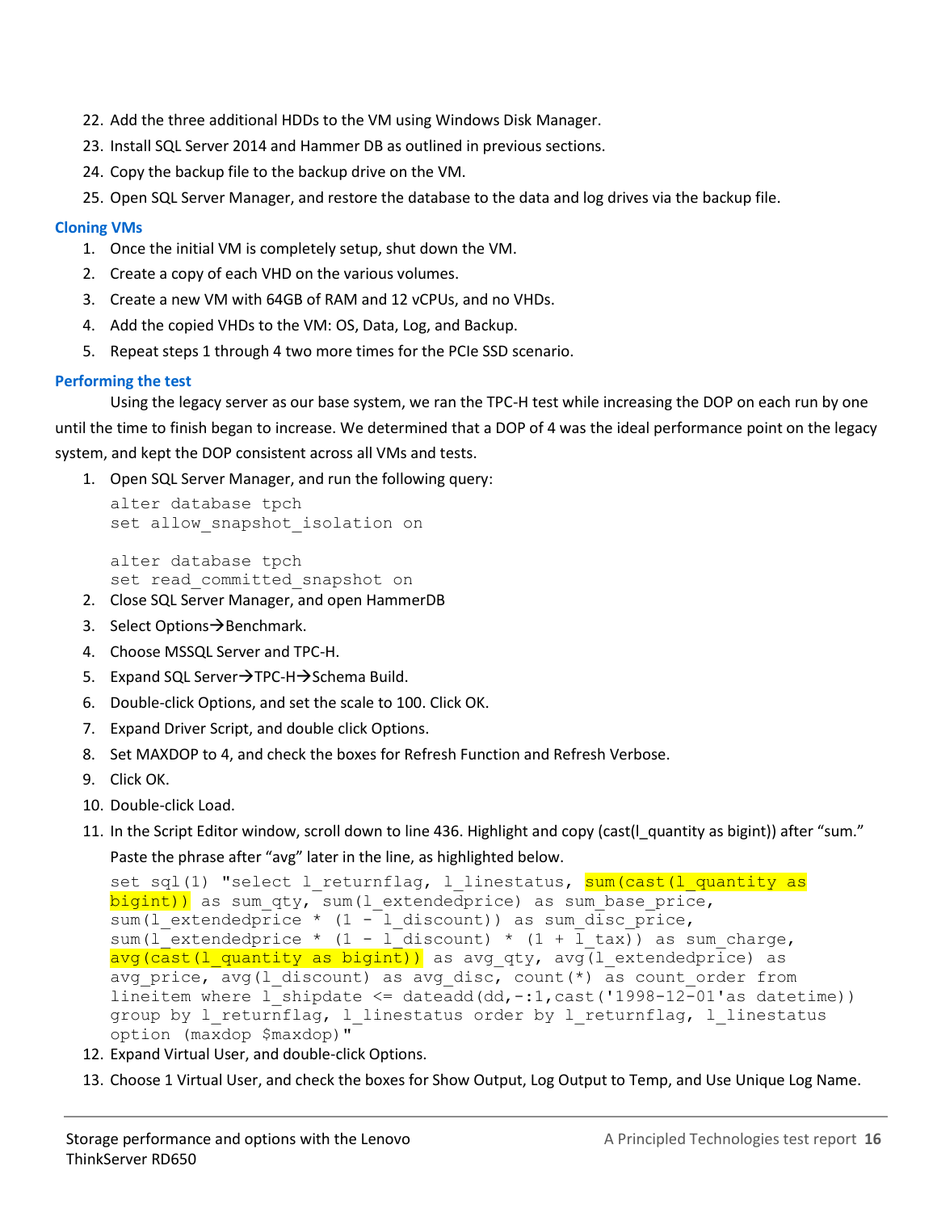22. Add the three additional HDDs to the VM using Windows Disk Manager.
23. Install SQL Server 2014 and Hammer DB as outlined in previous sections.
24. Copy the backup file to the backup drive on the VM.
25. Open SQL Server Manager, and restore the database to the data and log drives via the backup file.

### Cloning VMs

1. Once the initial VM is completely setup, shut down the VM.
2. Create a copy of each VHD on the various volumes.
3. Create a new VM with 64GB of RAM and 12 vCPUs, and no VHDs.
4. Add the copied VHDs to the VM: OS, Data, Log, and Backup.
5. Repeat steps 1 through 4 two more times for the PCIe SSD scenario.

### Performing the test

Using the legacy server as our base system, we ran the TPC-H test while increasing the DOP on each run by one until the time to finish began to increase. We determined that a DOP of 4 was the ideal performance point on the legacy system, and kept the DOP consistent across all VMs and tests.

1. Open SQL Server Manager, and run the following query:

```
alter database tpch
set allow_snapshot_isolation on

alter database tpch
set read_committed_snapshot on
```

2. Close SQL Server Manager, and open HammerDB
3. Select Options→Benchmark.
4. Choose MSSQL Server and TPC-H.
5. Expand SQL Server→TPC-H→Schema Build.
6. Double-click Options, and set the scale to 100. Click OK.
7. Expand Driver Script, and double click Options.
8. Set MAXDOP to 4, and check the boxes for Refresh Function and Refresh Verbose.
9. Click OK.
10. Double-click Load.
11. In the Script Editor window, scroll down to line 436. Highlight and copy (cast(l_quantity as bigint)) after "sum." Paste the phrase after "avg" later in the line, as highlighted below.

```
set sql(1) "select l_returnflag, l_linestatus, sum(cast(l_quantity as
bigint)) as sum_qty, sum(l_extendedprice) as sum_base_price,
sum(l_extendedprice * (1 - l_discount)) as sum_disc_price,
sum(l_extendedprice * (1 - l_discount) * (1 + l_tax)) as sum_charge,
avg(cast(l_quantity as bigint)) as avg_qty, avg(l_extendedprice) as
avg_price, avg(l_discount) as avg_disc, count(*) as count_order from
lineitem where l_shipdate <= dateadd(dd,-:1,cast('1998-12-01'as datetime))
group by l_returnflag, l_linestatus order by l_returnflag, l_linestatus
option (maxdop $maxdop)"
```

12. Expand Virtual User, and double-click Options.
13. Choose 1 Virtual User, and check the boxes for Show Output, Log Output to Temp, and Use Unique Log Name.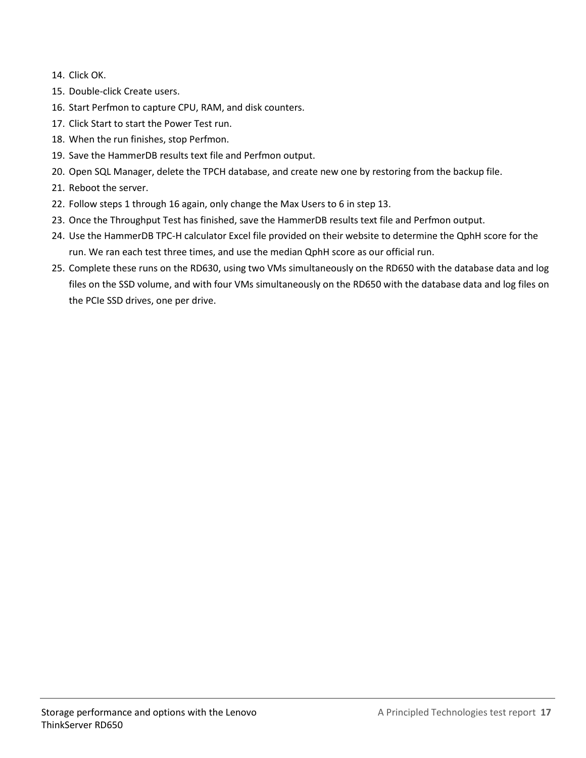14. Click OK.
15. Double-click Create users.
16. Start Perfmon to capture CPU, RAM, and disk counters.
17. Click Start to start the Power Test run.
18. When the run finishes, stop Perfmon.
19. Save the HammerDB results text file and Perfmon output.
20. Open SQL Manager, delete the TPCH database, and create new one by restoring from the backup file.
21. Reboot the server.
22. Follow steps 1 through 16 again, only change the Max Users to 6 in step 13.
23. Once the Throughput Test has finished, save the HammerDB results text file and Perfmon output.
24. Use the HammerDB TPC-H calculator Excel file provided on their website to determine the QphH score for the run. We ran each test three times, and use the median QphH score as our official run.
25. Complete these runs on the RD630, using two VMs simultaneously on the RD650 with the database data and log files on the SSD volume, and with four VMs simultaneously on the RD650 with the database data and log files on the PCIe SSD drives, one per drive.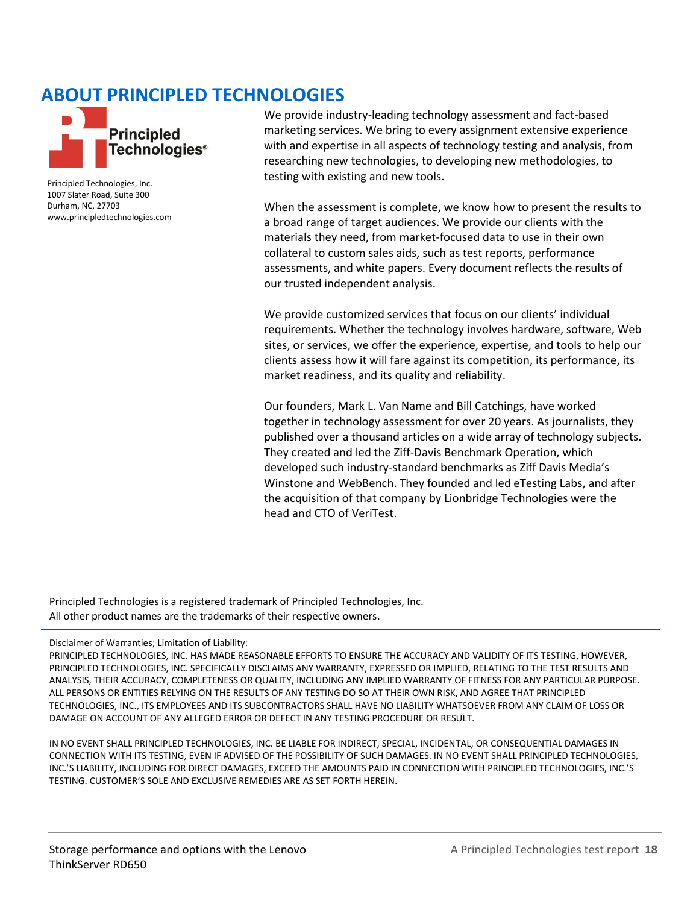## ABOUT PRINCIPLED TECHNOLOGIES

Principled Technologies, Inc.
1007 Slater Road, Suite 300
Durham, NC, 27703
www.principledtechnologies.com

We provide industry-leading technology assessment and fact-based marketing services. We bring to every assignment extensive experience with and expertise in all aspects of technology testing and analysis, from researching new technologies, to developing new methodologies, to testing with existing and new tools.

When the assessment is complete, we know how to present the results to a broad range of target audiences. We provide our clients with the materials they need, from market-focused data to use in their own collateral to custom sales aids, such as test reports, performance assessments, and white papers. Every document reflects the results of our trusted independent analysis.

We provide customized services that focus on our clients' individual requirements. Whether the technology involves hardware, software, Web sites, or services, we offer the experience, expertise, and tools to help our clients assess how it will fare against its competition, its performance, its market readiness, and its quality and reliability.

Our founders, Mark L. Van Name and Bill Catchings, have worked together in technology assessment for over 20 years. As journalists, they published over a thousand articles on a wide array of technology subjects. They created and led the Ziff-Davis Benchmark Operation, which developed such industry-standard benchmarks as Ziff Davis Media's Winstone and WebBench. They founded and led eTesting Labs, and after the acquisition of that company by Lionbridge Technologies were the head and CTO of VeriTest.

Principled Technologies is a registered trademark of Principled Technologies, Inc.
All other product names are the trademarks of their respective owners.

Disclaimer of Warranties; Limitation of Liability:
PRINCIPLED TECHNOLOGIES, INC. HAS MADE REASONABLE EFFORTS TO ENSURE THE ACCURACY AND VALIDITY OF ITS TESTING, HOWEVER, PRINCIPLED TECHNOLOGIES, INC. SPECIFICALLY DISCLAIMS ANY WARRANTY, EXPRESSED OR IMPLIED, RELATING TO THE TEST RESULTS AND ANALYSIS, THEIR ACCURACY, COMPLETENESS OR QUALITY, INCLUDING ANY IMPLIED WARRANTY OF FITNESS FOR ANY PARTICULAR PURPOSE. ALL PERSONS OR ENTITIES RELYING ON THE RESULTS OF ANY TESTING DO SO AT THEIR OWN RISK, AND AGREE THAT PRINCIPLED TECHNOLOGIES, INC., ITS EMPLOYEES AND ITS SUBCONTRACTORS SHALL HAVE NO LIABILITY WHATSOEVER FROM ANY CLAIM OF LOSS OR DAMAGE ON ACCOUNT OF ANY ALLEGED ERROR OR DEFECT IN ANY TESTING PROCEDURE OR RESULT.

IN NO EVENT SHALL PRINCIPLED TECHNOLOGIES, INC. BE LIABLE FOR INDIRECT, SPECIAL, INCIDENTAL, OR CONSEQUENTIAL DAMAGES IN CONNECTION WITH ITS TESTING, EVEN IF ADVISED OF THE POSSIBILITY OF SUCH DAMAGES. IN NO EVENT SHALL PRINCIPLED TECHNOLOGIES, INC.'S LIABILITY, INCLUDING FOR DIRECT DAMAGES, EXCEED THE AMOUNTS PAID IN CONNECTION WITH PRINCIPLED TECHNOLOGIES, INC.'S TESTING. CUSTOMER'S SOLE AND EXCLUSIVE REMEDIES ARE AS SET FORTH HEREIN.